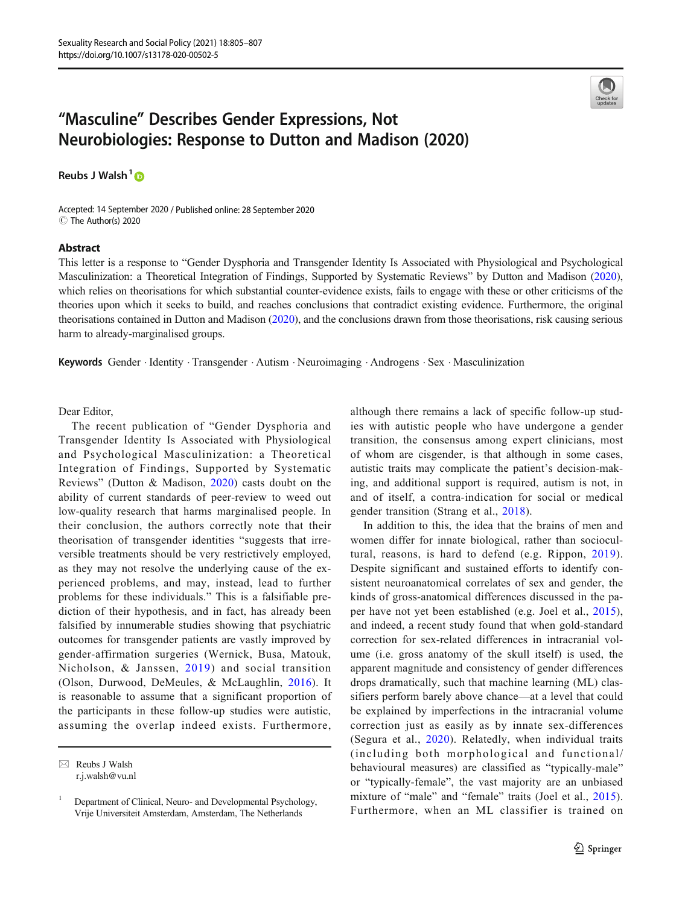# "Masculine" Describes Gender Expressions, Not Neurobiologies: Response to Dutton and Madison (2020)

Reubs J Walsh[1]

Accepted: 14 September 2020 / Published online: 28 September 2020
© The Author(s) 2020

## Abstract

This letter is a response to "Gender Dysphoria and Transgender Identity Is Associated with Physiological and Psychological Masculinization: a Theoretical Integration of Findings, Supported by Systematic Reviews" by Dutton and Madison (2020), which relies on theorisations for which substantial counter-evidence exists, fails to engage with these or other criticisms of the theories upon which it seeks to build, and reaches conclusions that contradict existing evidence. Furthermore, the original theorisations contained in Dutton and Madison (2020), and the conclusions drawn from those theorisations, risk causing serious harm to already-marginalised groups.

**Keywords** Gender · Identity · Transgender · Autism · Neuroimaging · Androgens · Sex · Masculinization

Dear Editor,

The recent publication of "Gender Dysphoria and Transgender Identity Is Associated with Physiological and Psychological Masculinization: a Theoretical Integration of Findings, Supported by Systematic Reviews" (Dutton & Madison, 2020) casts doubt on the ability of current standards of peer-review to weed out low-quality research that harms marginalised people. In their conclusion, the authors correctly note that their theorisation of transgender identities "suggests that irreversible treatments should be very restrictively employed, as they may not resolve the underlying cause of the experienced problems, and may, instead, lead to further problems for these individuals." This is a falsifiable prediction of their hypothesis, and in fact, has already been falsified by innumerable studies showing that psychiatric outcomes for transgender patients are vastly improved by gender-affirmation surgeries (Wernick, Busa, Matouk, Nicholson, & Janssen, 2019) and social transition (Olson, Durwood, DeMeules, & McLaughlin, 2016). It is reasonable to assume that a significant proportion of the participants in these follow-up studies were autistic, assuming the overlap indeed exists. Furthermore, although there remains a lack of specific follow-up studies with autistic people who have undergone a gender transition, the consensus among expert clinicians, most of whom are cisgender, is that although in some cases, autistic traits may complicate the patient's decision-making, and additional support is required, autism is not, in and of itself, a contra-indication for social or medical gender transition (Strang et al., 2018).

In addition to this, the idea that the brains of men and women differ for innate biological, rather than sociocultural, reasons, is hard to defend (e.g. Rippon, 2019). Despite significant and sustained efforts to identify consistent neuroanatomical correlates of sex and gender, the kinds of gross-anatomical differences discussed in the paper have not yet been established (e.g. Joel et al., 2015), and indeed, a recent study found that when gold-standard correction for sex-related differences in intracranial volume (i.e. gross anatomy of the skull itself) is used, the apparent magnitude and consistency of gender differences drops dramatically, such that machine learning (ML) classifiers perform barely above chance—at a level that could be explained by imperfections in the intracranial volume correction just as easily as by innate sex-differences (Segura et al., 2020). Relatedly, when individual traits (including both morphological and functional/behavioural measures) are classified as "typically-male" or "typically-female", the vast majority are an unbiased mixture of "male" and "female" traits (Joel et al., 2015). Furthermore, when an ML classifier is trained on

---

✉ Reubs J Walsh
r.j.walsh@vu.nl

[1] Department of Clinical, Neuro- and Developmental Psychology, Vrije Universiteit Amsterdam, Amsterdam, The Netherlands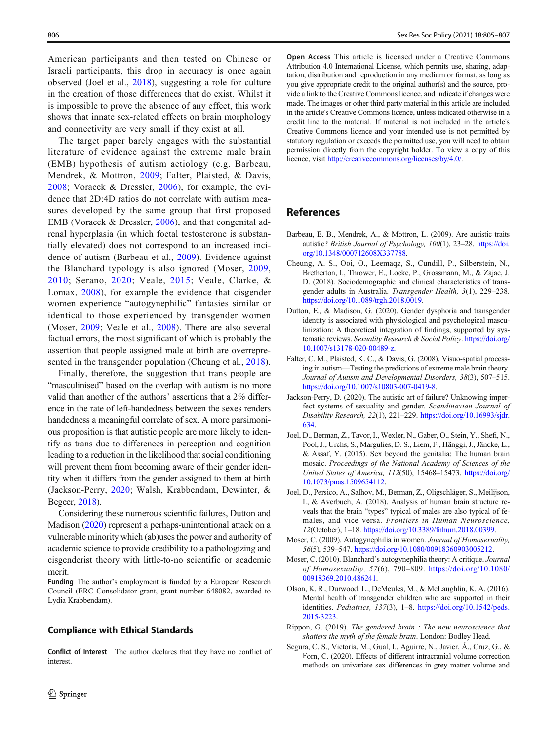American participants and then tested on Chinese or Israeli participants, this drop in accuracy is once again observed (Joel et al., 2018), suggesting a role for culture in the creation of those differences that do exist. Whilst it is impossible to prove the absence of any effect, this work shows that innate sex-related effects on brain morphology and connectivity are very small if they exist at all.

The target paper barely engages with the substantial literature of evidence against the extreme male brain (EMB) hypothesis of autism aetiology (e.g. Barbeau, Mendrek, & Mottron, 2009; Falter, Plaisted, & Davis, 2008; Voracek & Dressler, 2006), for example, the evidence that 2D:4D ratios do not correlate with autism measures developed by the same group that first proposed EMB (Voracek & Dressler, 2006), and that congenital adrenal hyperplasia (in which foetal testosterone is substantially elevated) does not correspond to an increased incidence of autism (Barbeau et al., 2009). Evidence against the Blanchard typology is also ignored (Moser, 2009, 2010; Serano, 2020; Veale, 2015; Veale, Clarke, & Lomax, 2008), for example the evidence that cisgender women experience "autogynephilic" fantasies similar or identical to those experienced by transgender women (Moser, 2009; Veale et al., 2008). There are also several factual errors, the most significant of which is probably the assertion that people assigned male at birth are overrepresented in the transgender population (Cheung et al., 2018).

Finally, therefore, the suggestion that trans people are "masculinised" based on the overlap with autism is no more valid than another of the authors' assertions that a 2% difference in the rate of left-handedness between the sexes renders handedness a meaningful correlate of sex. A more parsimonious proposition is that autistic people are more likely to identify as trans due to differences in perception and cognition leading to a reduction in the likelihood that social conditioning will prevent them from becoming aware of their gender identity when it differs from the gender assigned to them at birth (Jackson-Perry, 2020; Walsh, Krabbendam, Dewinter, & Begeer, 2018).

Considering these numerous scientific failures, Dutton and Madison (2020) represent a perhaps-unintentional attack on a vulnerable minority which (ab)uses the power and authority of academic science to provide credibility to a pathologizing and cisgenderist theory with little-to-no scientific or academic merit.

**Funding** The author's employment is funded by a European Research Council (ERC Consolidator grant, grant number 648082, awarded to Lydia Krabbendam).

## Compliance with Ethical Standards

**Conflict of Interest** The author declares that they have no conflict of interest.

**Open Access** This article is licensed under a Creative Commons Attribution 4.0 International License, which permits use, sharing, adaptation, distribution and reproduction in any medium or format, as long as you give appropriate credit to the original author(s) and the source, provide a link to the Creative Commons licence, and indicate if changes were made. The images or other third party material in this article are included in the article's Creative Commons licence, unless indicated otherwise in a credit line to the material. If material is not included in the article's Creative Commons licence and your intended use is not permitted by statutory regulation or exceeds the permitted use, you will need to obtain permission directly from the copyright holder. To view a copy of this licence, visit http://creativecommons.org/licenses/by/4.0/.

## References

Barbeau, E. B., Mendrek, A., & Mottron, L. (2009). Are autistic traits autistic? *British Journal of Psychology, 100*(1), 23–28. https://doi.org/10.1348/000712608X337788.

Cheung, A. S., Ooi, O., Leemaqz, S., Cundill, P., Silberstein, N., Bretherton, I., Thrower, E., Locke, P., Grossmann, M., & Zajac, J. D. (2018). Sociodemographic and clinical characteristics of transgender adults in Australia. *Transgender Health, 3*(1), 229–238. https://doi.org/10.1089/trgh.2018.0019.

Dutton, E., & Madison, G. (2020). Gender dysphoria and transgender identity is associated with physiological and psychological masculinization: A theoretical integration of findings, supported by systematic reviews. *Sexuality Research & Social Policy*. https://doi.org/10.1007/s13178-020-00489-z.

Falter, C. M., Plaisted, K. C., & Davis, G. (2008). Visuo-spatial processing in autism—Testing the predictions of extreme male brain theory. *Journal of Autism and Developmental Disorders, 38*(3), 507–515. https://doi.org/10.1007/s10803-007-0419-8.

Jackson-Perry, D. (2020). The autistic art of failure? Unknowing imperfect systems of sexuality and gender. *Scandinavian Journal of Disability Research, 22*(1), 221–229. https://doi.org/10.16993/sjdr.634.

Joel, D., Berman, Z., Tavor, I., Wexler, N., Gaber, O., Stein, Y., Shefi, N., Pool, J., Urchs, S., Margulies, D. S., Liem, F., Hänggi, J., Jäncke, L., & Assaf, Y. (2015). Sex beyond the genitalia: The human brain mosaic. *Proceedings of the National Academy of Sciences of the United States of America, 112*(50), 15468–15473. https://doi.org/10.1073/pnas.1509654112.

Joel, D., Persico, A., Salhov, M., Berman, Z., Oligschläger, S., Meilijson, I., & Averbuch, A. (2018). Analysis of human brain structure reveals that the brain "types" typical of males are also typical of females, and vice versa. *Frontiers in Human Neuroscience, 12*(October), 1–18. https://doi.org/10.3389/fnhum.2018.00399.

Moser, C. (2009). Autogynephilia in women. *Journal of Homosexuality, 56*(5), 539–547. https://doi.org/10.1080/00918360903005212.

Moser, C. (2010). Blanchard's autogynephilia theory: A critique. *Journal of Homosexuality, 57*(6), 790–809. https://doi.org/10.1080/00918369.2010.486241.

Olson, K. R., Durwood, L., DeMeules, M., & McLaughlin, K. A. (2016). Mental health of transgender children who are supported in their identities. *Pediatrics, 137*(3), 1–8. https://doi.org/10.1542/peds.2015-3223.

Rippon, G. (2019). *The gendered brain : The new neuroscience that shatters the myth of the female brain*. London: Bodley Head.

Segura, C. S., Victoria, M., Gual, I., Aguirre, N., Javier, Á., Cruz, G., & Forn, C. (2020). Effects of different intracranial volume correction methods on univariate sex differences in grey matter volume and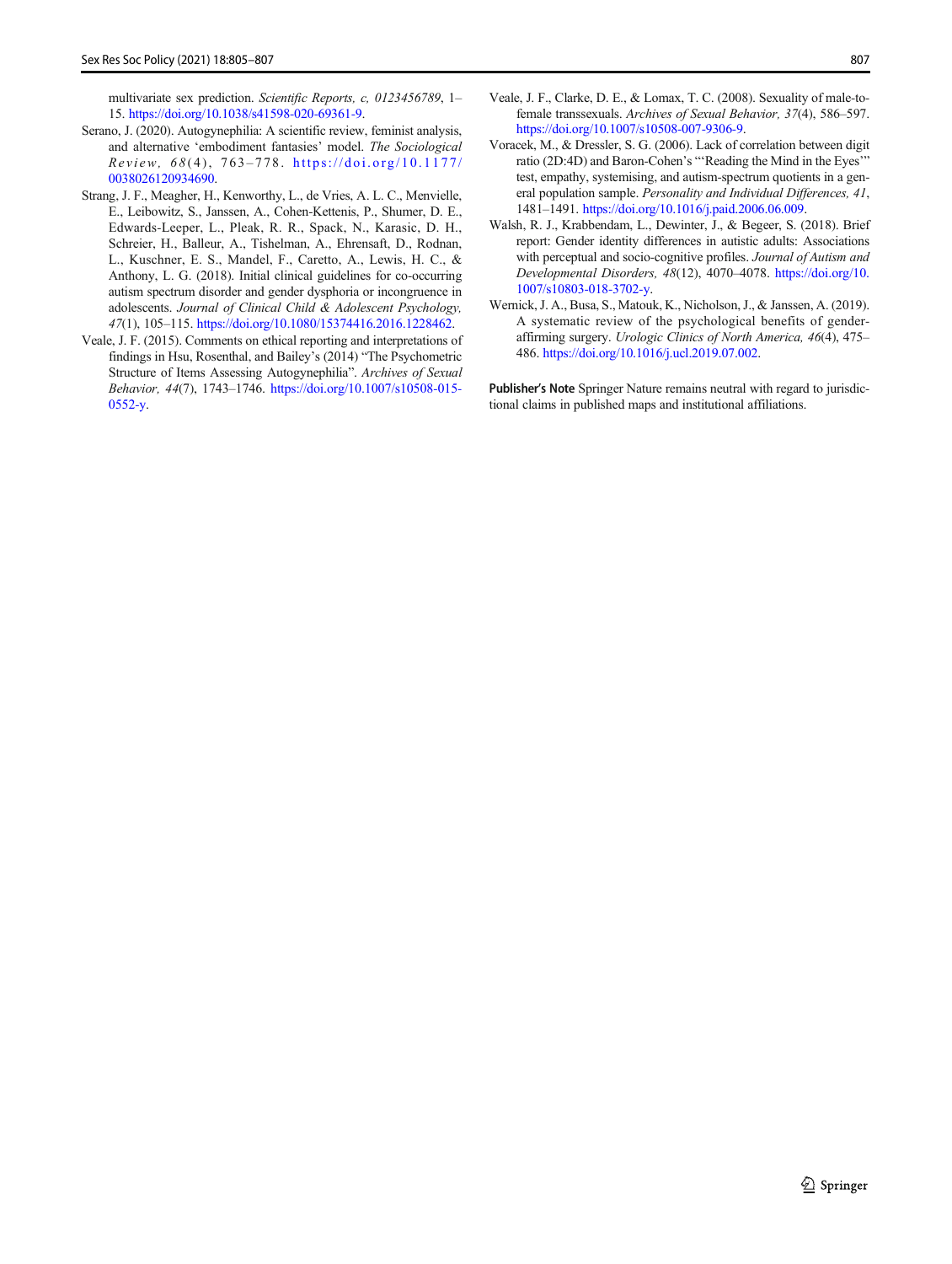multivariate sex prediction. *Scientific Reports, c, 0123456789*, 1–15. https://doi.org/10.1038/s41598-020-69361-9.

Serano, J. (2020). Autogynephilia: A scientific review, feminist analysis, and alternative 'embodiment fantasies' model. *The Sociological Review, 68*(4), 763–778. https://doi.org/10.1177/0038026120934690.

Strang, J. F., Meagher, H., Kenworthy, L., de Vries, A. L. C., Menvielle, E., Leibowitz, S., Janssen, A., Cohen-Kettenis, P., Shumer, D. E., Edwards-Leeper, L., Pleak, R. R., Spack, N., Karasic, D. H., Schreier, H., Balleur, A., Tishelman, A., Ehrensaft, D., Rodnan, L., Kuschner, E. S., Mandel, F., Caretto, A., Lewis, H. C., & Anthony, L. G. (2018). Initial clinical guidelines for co-occurring autism spectrum disorder and gender dysphoria or incongruence in adolescents. *Journal of Clinical Child & Adolescent Psychology, 47*(1), 105–115. https://doi.org/10.1080/15374416.2016.1228462.

Veale, J. F. (2015). Comments on ethical reporting and interpretations of findings in Hsu, Rosenthal, and Bailey's (2014) "The Psychometric Structure of Items Assessing Autogynephilia". *Archives of Sexual Behavior, 44*(7), 1743–1746. https://doi.org/10.1007/s10508-015-0552-y.

Veale, J. F., Clarke, D. E., & Lomax, T. C. (2008). Sexuality of male-to-female transsexuals. *Archives of Sexual Behavior, 37*(4), 586–597. https://doi.org/10.1007/s10508-007-9306-9.

Voracek, M., & Dressler, S. G. (2006). Lack of correlation between digit ratio (2D:4D) and Baron-Cohen's "'Reading the Mind in the Eyes'" test, empathy, systemising, and autism-spectrum quotients in a general population sample. *Personality and Individual Differences, 41*, 1481–1491. https://doi.org/10.1016/j.paid.2006.06.009.

Walsh, R. J., Krabbendam, L., Dewinter, J., & Begeer, S. (2018). Brief report: Gender identity differences in autistic adults: Associations with perceptual and socio-cognitive profiles. *Journal of Autism and Developmental Disorders, 48*(12), 4070–4078. https://doi.org/10.1007/s10803-018-3702-y.

Wernick, J. A., Busa, S., Matouk, K., Nicholson, J., & Janssen, A. (2019). A systematic review of the psychological benefits of gender-affirming surgery. *Urologic Clinics of North America, 46*(4), 475–486. https://doi.org/10.1016/j.ucl.2019.07.002.

**Publisher's Note** Springer Nature remains neutral with regard to jurisdictional claims in published maps and institutional affiliations.